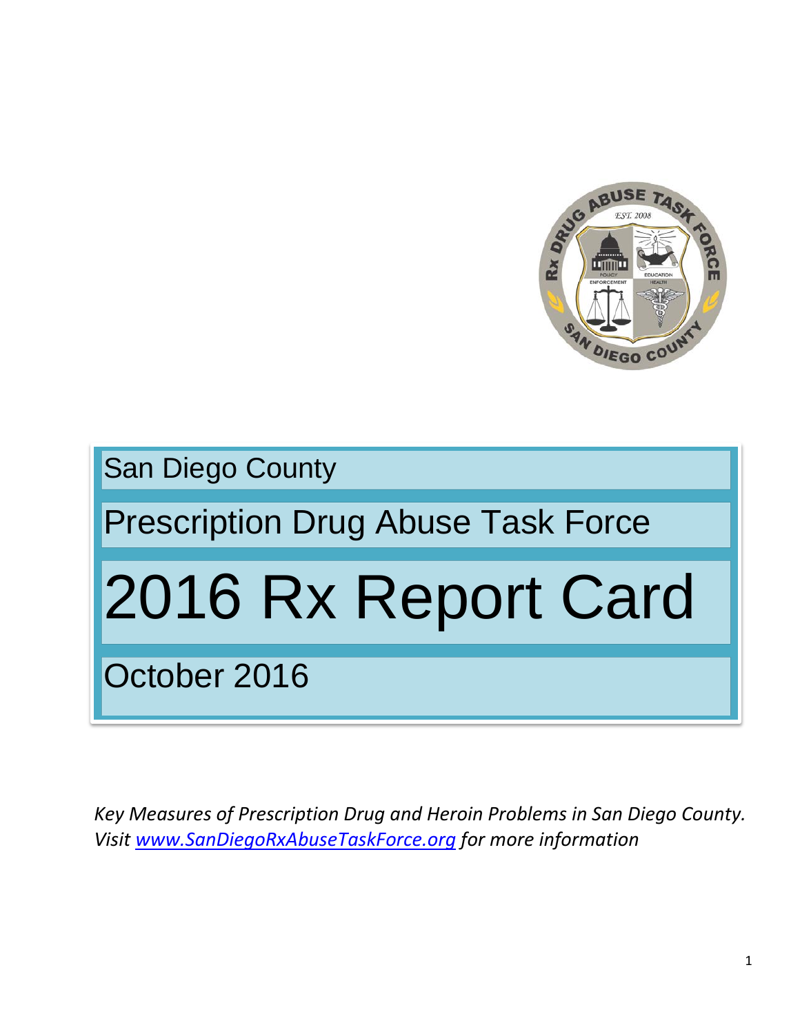San Diego County

Prescription Drug Abuse Task Force

# 2016 Rx Report Card

October 2016

*Key Measures of Prescription Drug and Heroin Problems in San Diego County. Visit [www.SanDiegoRxAbuseTaskForce.org](http://www.SanDiegoRxAbuseTaskForce.org) for more information*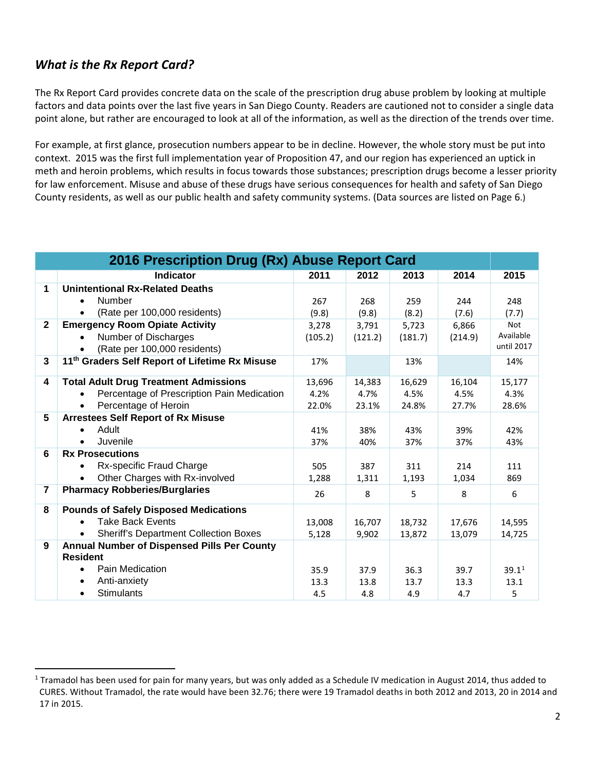## *What is the Rx Report Card?*

The Rx Report Card provides concrete data on the scale of the prescription drug abuse problem by looking at multiple factors and data points over the last five years in San Diego County. Readers are cautioned not to consider a single data point alone, but rather are encouraged to look at all of the information, as well as the direction of the trends over time.

For example, at first glance, prosecution numbers appear to be in decline. However, the whole story must be put into context. 2015 was the first full implementation year of Proposition 47, and our region has experienced an uptick in meth and heroin problems, which results in focus towards those substances; prescription drugs become a lesser priority for law enforcement. Misuse and abuse of these drugs have serious consequences for health and safety of San Diego County residents, as well as our public health and safety community systems. (Data sources are listed on Page 6.)

| 2016 Prescription Drug (Rx) Abuse Report Card | | | | | | |
|---|---|---|---|---|---|---|
| | **Indicator** | **2011** | **2012** | **2013** | **2014** | **2015** |
| **1** | **Unintentional Rx-Related Deaths**<br>• Number<br>• (Rate per 100,000 residents) | 267<br>(9.8) | 268<br>(9.8) | 259<br>(8.2) | 244<br>(7.6) | 248<br>(7.7) |
| **2** | **Emergency Room Opiate Activity**<br>• Number of Discharges<br>• (Rate per 100,000 residents) | 3,278<br>(105.2) | 3,791<br>(121.2) | 5,723<br>(181.7) | 6,866<br>(214.9) | Not Available until 2017 |
| **3** | **11[th] Graders Self Report of Lifetime Rx Misuse** | 17% | | 13% | | 14% |
| **4** | **Total Adult Drug Treatment Admissions**<br>• Percentage of Prescription Pain Medication<br>• Percentage of Heroin | 13,696<br>4.2%<br>22.0% | 14,383<br>4.7%<br>23.1% | 16,629<br>4.5%<br>24.8% | 16,104<br>4.5%<br>27.7% | 15,177<br>4.3%<br>28.6% |
| **5** | **Arrestees Self Report of Rx Misuse**<br>• Adult<br>• Juvenile | 41%<br>37% | 38%<br>40% | 43%<br>37% | 39%<br>37% | 42%<br>43% |
| **6** | **Rx Prosecutions**<br>• Rx-specific Fraud Charge<br>• Other Charges with Rx-involved | 505<br>1,288 | 387<br>1,311 | 311<br>1,193 | 214<br>1,034 | 111<br>869 |
| **7** | **Pharmacy Robberies/Burglaries** | 26 | 8 | 5 | 8 | 6 |
| **8** | **Pounds of Safely Disposed Medications**<br>• Take Back Events<br>• Sheriff's Department Collection Boxes | 13,008<br>5,128 | 16,707<br>9,902 | 18,732<br>13,872 | 17,676<br>13,079 | 14,595<br>14,725 |
| **9** | **Annual Number of Dispensed Pills Per County Resident**<br>• Pain Medication<br>• Anti-anxiety<br>• Stimulants | 35.9<br>13.3<br>4.5 | 37.9<br>13.8<br>4.8 | 36.3<br>13.7<br>4.9 | 39.7<br>13.3<br>4.7 | 39.1[1]<br>13.1<br>5 |

[1] Tramadol has been used for pain for many years, but was only added as a Schedule IV medication in August 2014, thus added to CURES. Without Tramadol, the rate would have been 32.76; there were 19 Tramadol deaths in both 2012 and 2013, 20 in 2014 and 17 in 2015.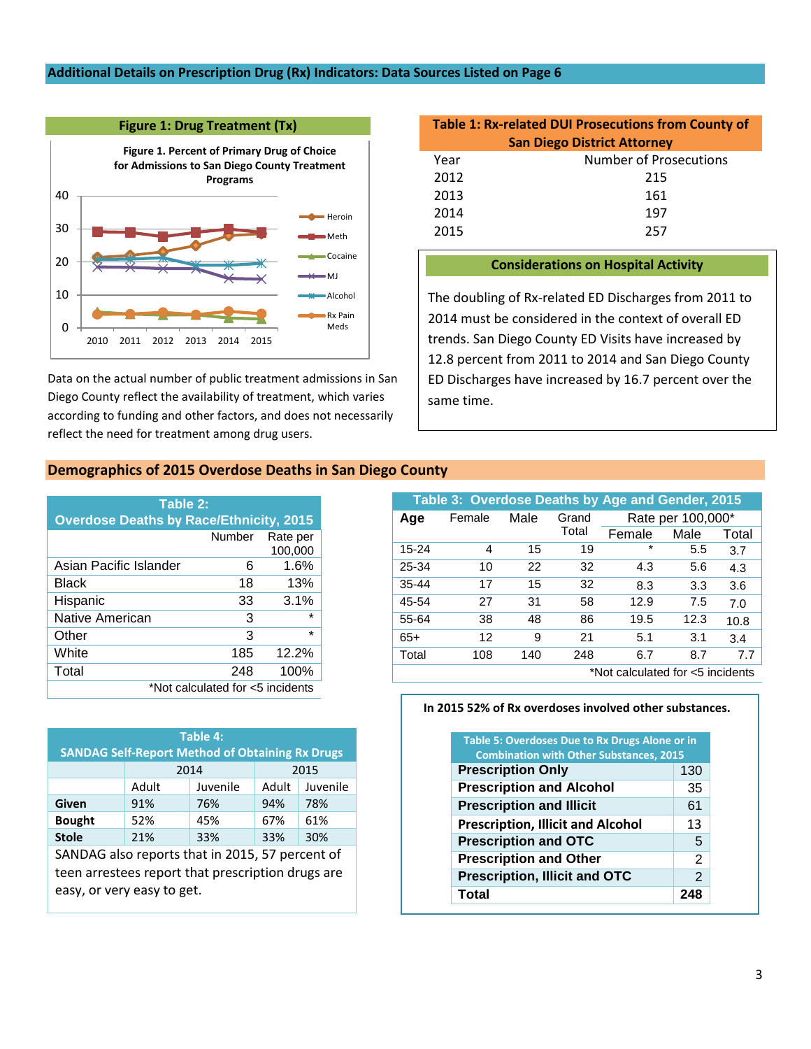## Additional Details on Prescription Drug (Rx) Indicators: Data Sources Listed on Page 6

### Figure 1: Drug Treatment (Tx)

**Figure 1. Percent of Primary Drug of Choice for Admissions to San Diego County Treatment Programs**

Data on the actual number of public treatment admissions in San Diego County reflect the availability of treatment, which varies according to funding and other factors, and does not necessarily reflect the need for treatment among drug users.

### Table 1: Rx-related DUI Prosecutions from County of San Diego District Attorney

| Year | Number of Prosecutions |
|---|---|
| 2012 | 215 |
| 2013 | 161 |
| 2014 | 197 |
| 2015 | 257 |

### Considerations on Hospital Activity

The doubling of Rx-related ED Discharges from 2011 to 2014 must be considered in the context of overall ED trends. San Diego County ED Visits have increased by 12.8 percent from 2011 to 2014 and San Diego County ED Discharges have increased by 16.7 percent over the same time.

## Demographics of 2015 Overdose Deaths in San Diego County

### Table 2: Overdose Deaths by Race/Ethnicity, 2015

| | Number | Rate per 100,000 |
|---|---|---|
| Asian Pacific Islander | 6 | 1.6% |
| Black | 18 | 13% |
| Hispanic | 33 | 3.1% |
| Native American | 3 | * |
| Other | 3 | * |
| White | 185 | 12.2% |
| Total | 248 | 100% |

*Not calculated for <5 incidents

### Table 3: Overdose Deaths by Age and Gender, 2015

| Age | Female | Male | Grand Total | Rate per 100,000* | | |
|---|---|---|---|---|---|---|
| | | | | Female | Male | Total |
| 15-24 | 4 | 15 | 19 | * | 5.5 | 3.7 |
| 25-34 | 10 | 22 | 32 | 4.3 | 5.6 | 4.3 |
| 35-44 | 17 | 15 | 32 | 8.3 | 3.3 | 3.6 |
| 45-54 | 27 | 31 | 58 | 12.9 | 7.5 | 7.0 |
| 55-64 | 38 | 48 | 86 | 19.5 | 12.3 | 10.8 |
| 65+ | 12 | 9 | 21 | 5.1 | 3.1 | 3.4 |
| Total | 108 | 140 | 248 | 6.7 | 8.7 | 7.7 |

*Not calculated for <5 incidents

### Table 4: SANDAG Self-Report Method of Obtaining Rx Drugs

| | 2014 | | 2015 | |
|---|---|---|---|---|
| | Adult | Juvenile | Adult | Juvenile |
| **Given** | 91% | 76% | 94% | 78% |
| **Bought** | 52% | 45% | 67% | 61% |
| **Stole** | 21% | 33% | 33% | 30% |

SANDAG also reports that in 2015, 57 percent of teen arrestees report that prescription drugs are easy, or very easy to get.

**In 2015 52% of Rx overdoses involved other substances.**

### Table 5: Overdoses Due to Rx Drugs Alone or in Combination with Other Substances, 2015

| | |
|---|---|
| **Prescription Only** | 130 |
| **Prescription and Alcohol** | 35 |
| **Prescription and Illicit** | 61 |
| **Prescription, Illicit and Alcohol** | 13 |
| **Prescription and OTC** | 5 |
| **Prescription and Other** | 2 |
| **Prescription, Illicit and OTC** | 2 |
| **Total** | **248** |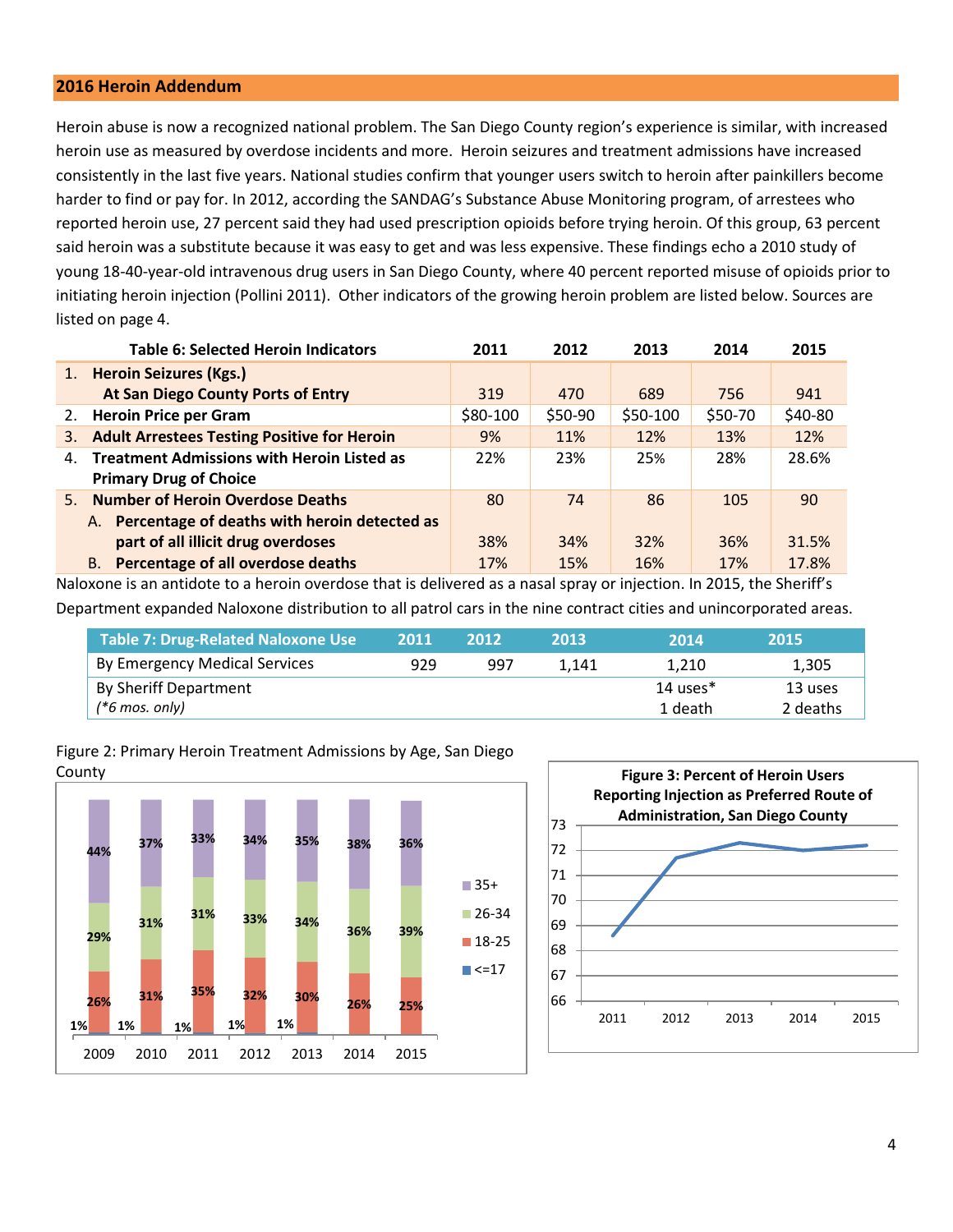## 2016 Heroin Addendum

Heroin abuse is now a recognized national problem. The San Diego County region's experience is similar, with increased heroin use as measured by overdose incidents and more. Heroin seizures and treatment admissions have increased consistently in the last five years. National studies confirm that younger users switch to heroin after painkillers become harder to find or pay for. In 2012, according the SANDAG's Substance Abuse Monitoring program, of arrestees who reported heroin use, 27 percent said they had used prescription opioids before trying heroin. Of this group, 63 percent said heroin was a substitute because it was easy to get and was less expensive. These findings echo a 2010 study of young 18-40-year-old intravenous drug users in San Diego County, where 40 percent reported misuse of opioids prior to initiating heroin injection (Pollini 2011). Other indicators of the growing heroin problem are listed below. Sources are listed on page 4.

| Table 6: Selected Heroin Indicators | 2011 | 2012 | 2013 | 2014 | 2015 |
|---|---|---|---|---|---|
| 1. **Heroin Seizures (Kgs.) At San Diego County Ports of Entry** | 319 | 470 | 689 | 756 | 941 |
| 2. **Heroin Price per Gram** | $80-100 | $50-90 | $50-100 | $50-70 | $40-80 |
| 3. **Adult Arrestees Testing Positive for Heroin** | 9% | 11% | 12% | 13% | 12% |
| 4. **Treatment Admissions with Heroin Listed as Primary Drug of Choice** | 22% | 23% | 25% | 28% | 28.6% |
| 5. **Number of Heroin Overdose Deaths** | 80 | 74 | 86 | 105 | 90 |
| A. **Percentage of deaths with heroin detected as part of all illicit drug overdoses** | 38% | 34% | 32% | 36% | 31.5% |
| B. **Percentage of all overdose deaths** | 17% | 15% | 16% | 17% | 17.8% |

Naloxone is an antidote to a heroin overdose that is delivered as a nasal spray or injection. In 2015, the Sheriff's Department expanded Naloxone distribution to all patrol cars in the nine contract cities and unincorporated areas.

| Table 7: Drug-Related Naloxone Use | 2011 | 2012 | 2013 | 2014 | 2015 |
|---|---|---|---|---|---|
| By Emergency Medical Services | 929 | 997 | 1,141 | 1,210 | 1,305 |
| By Sheriff Department *(*6 mos. only)* | | | | 14 uses* 1 death | 13 uses 2 deaths |

Figure 2: Primary Heroin Treatment Admissions by Age, San Diego County

| Age | 2009 | 2010 | 2011 | 2012 | 2013 | 2014 | 2015 |
|---|---|---|---|---|---|---|---|
| 35+ | 44% | 37% | 33% | 34% | 35% | 38% | 36% |
| 26-34 | 29% | 31% | 31% | 33% | 34% | 36% | 39% |
| 18-25 | 26% | 31% | 35% | 32% | 30% | 26% | 25% |
| <=17 | 1% | 1% | 1% | 1% | 1% | | |

**Figure 3: Percent of Heroin Users Reporting Injection as Preferred Route of Administration, San Diego County**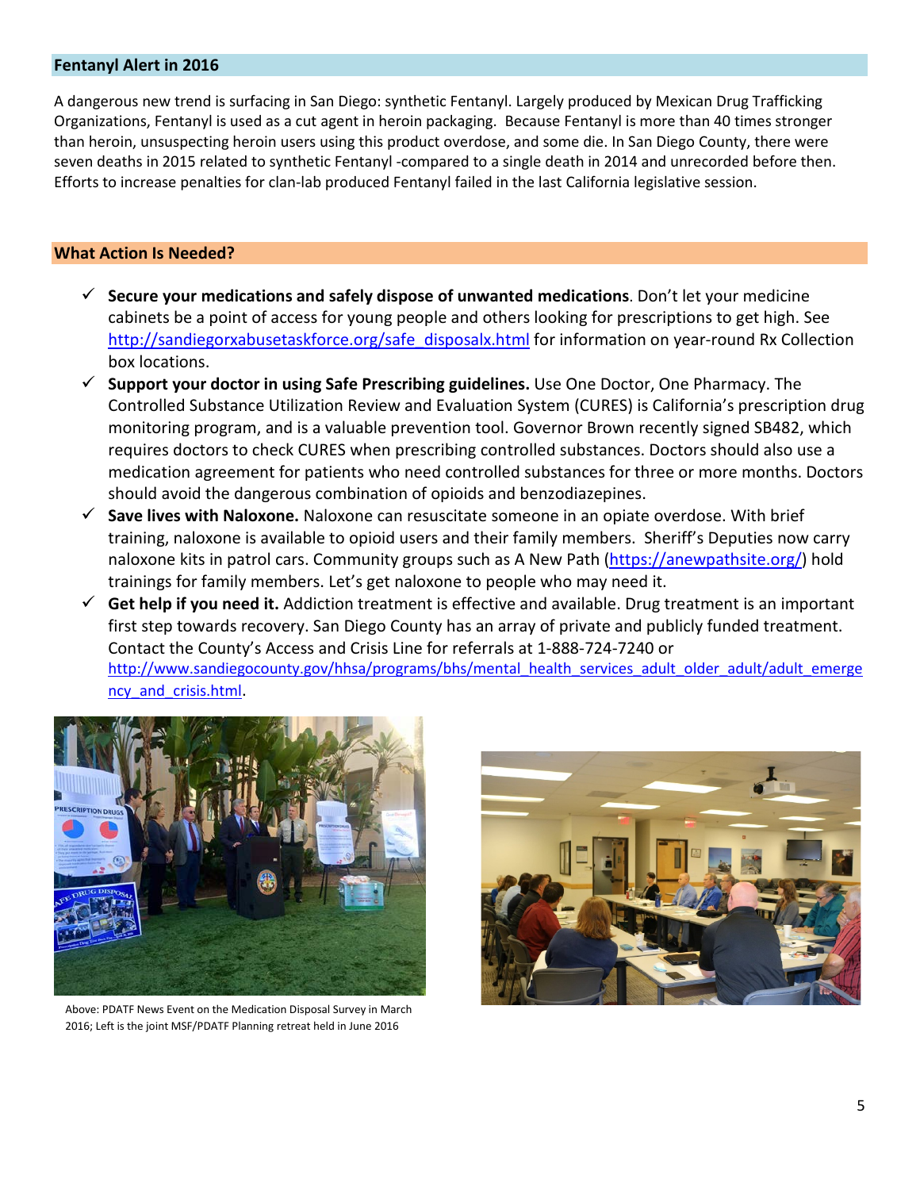## Fentanyl Alert in 2016

A dangerous new trend is surfacing in San Diego: synthetic Fentanyl. Largely produced by Mexican Drug Trafficking Organizations, Fentanyl is used as a cut agent in heroin packaging. Because Fentanyl is more than 40 times stronger than heroin, unsuspecting heroin users using this product overdose, and some die. In San Diego County, there were seven deaths in 2015 related to synthetic Fentanyl -compared to a single death in 2014 and unrecorded before then. Efforts to increase penalties for clan-lab produced Fentanyl failed in the last California legislative session.

## What Action Is Needed?

- ✓ **Secure your medications and safely dispose of unwanted medications**. Don't let your medicine cabinets be a point of access for young people and others looking for prescriptions to get high. See http://sandiegorxabusetaskforce.org/safe_disposalx.html for information on year-round Rx Collection box locations.
- ✓ **Support your doctor in using Safe Prescribing guidelines.** Use One Doctor, One Pharmacy. The Controlled Substance Utilization Review and Evaluation System (CURES) is California's prescription drug monitoring program, and is a valuable prevention tool. Governor Brown recently signed SB482, which requires doctors to check CURES when prescribing controlled substances. Doctors should also use a medication agreement for patients who need controlled substances for three or more months. Doctors should avoid the dangerous combination of opioids and benzodiazepines.
- ✓ **Save lives with Naloxone.** Naloxone can resuscitate someone in an opiate overdose. With brief training, naloxone is available to opioid users and their family members. Sheriff's Deputies now carry naloxone kits in patrol cars. Community groups such as A New Path (https://anewpathsite.org/) hold trainings for family members. Let's get naloxone to people who may need it.
- ✓ **Get help if you need it.** Addiction treatment is effective and available. Drug treatment is an important first step towards recovery. San Diego County has an array of private and publicly funded treatment. Contact the County's Access and Crisis Line for referrals at 1-888-724-7240 or http://www.sandiegocounty.gov/hhsa/programs/bhs/mental_health_services_adult_older_adult/adult_emergency_and_crisis.html.

Above: PDATF News Event on the Medication Disposal Survey in March 2016; Left is the joint MSF/PDATF Planning retreat held in June 2016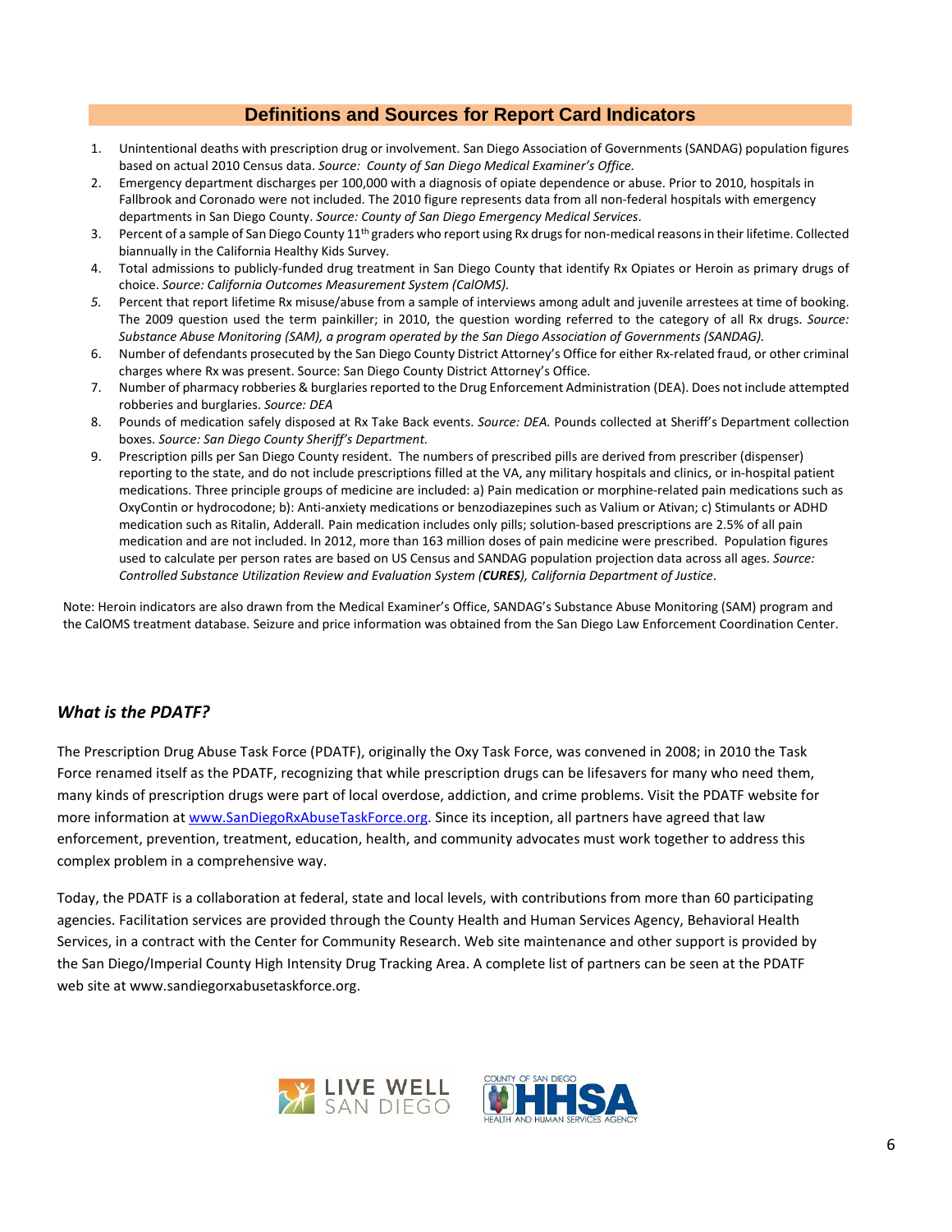## Definitions and Sources for Report Card Indicators

1. Unintentional deaths with prescription drug or involvement. San Diego Association of Governments (SANDAG) population figures based on actual 2010 Census data. *Source: County of San Diego Medical Examiner's Office.*
2. Emergency department discharges per 100,000 with a diagnosis of opiate dependence or abuse. Prior to 2010, hospitals in Fallbrook and Coronado were not included. The 2010 figure represents data from all non-federal hospitals with emergency departments in San Diego County. *Source: County of San Diego Emergency Medical Services*.
3. Percent of a sample of San Diego County 11th graders who report using Rx drugs for non-medical reasons in their lifetime. Collected biannually in the California Healthy Kids Survey.
4. Total admissions to publicly-funded drug treatment in San Diego County that identify Rx Opiates or Heroin as primary drugs of choice. *Source: California Outcomes Measurement System (CalOMS).*
5. Percent that report lifetime Rx misuse/abuse from a sample of interviews among adult and juvenile arrestees at time of booking. The 2009 question used the term painkiller; in 2010, the question wording referred to the category of all Rx drugs. *Source: Substance Abuse Monitoring (SAM), a program operated by the San Diego Association of Governments (SANDAG).*
6. Number of defendants prosecuted by the San Diego County District Attorney's Office for either Rx-related fraud, or other criminal charges where Rx was present. Source: San Diego County District Attorney's Office.
7. Number of pharmacy robberies & burglaries reported to the Drug Enforcement Administration (DEA). Does not include attempted robberies and burglaries. *Source: DEA*
8. Pounds of medication safely disposed at Rx Take Back events. *Source: DEA.* Pounds collected at Sheriff's Department collection boxes. *Source: San Diego County Sheriff's Department.*
9. Prescription pills per San Diego County resident. The numbers of prescribed pills are derived from prescriber (dispenser) reporting to the state, and do not include prescriptions filled at the VA, any military hospitals and clinics, or in-hospital patient medications. Three principle groups of medicine are included: a) Pain medication or morphine-related pain medications such as OxyContin or hydrocodone; b): Anti-anxiety medications or benzodiazepines such as Valium or Ativan; c) Stimulants or ADHD medication such as Ritalin, Adderall. Pain medication includes only pills; solution-based prescriptions are 2.5% of all pain medication and are not included. In 2012, more than 163 million doses of pain medicine were prescribed. Population figures used to calculate per person rates are based on US Census and SANDAG population projection data across all ages. *Source: Controlled Substance Utilization Review and Evaluation System (**CURES**), California Department of Justice*.

Note: Heroin indicators are also drawn from the Medical Examiner's Office, SANDAG's Substance Abuse Monitoring (SAM) program and the CalOMS treatment database. Seizure and price information was obtained from the San Diego Law Enforcement Coordination Center.

### *What is the PDATF?*

The Prescription Drug Abuse Task Force (PDATF), originally the Oxy Task Force, was convened in 2008; in 2010 the Task Force renamed itself as the PDATF, recognizing that while prescription drugs can be lifesavers for many who need them, many kinds of prescription drugs were part of local overdose, addiction, and crime problems. Visit the PDATF website for more information at www.SanDiegoRxAbuseTaskForce.org. Since its inception, all partners have agreed that law enforcement, prevention, treatment, education, health, and community advocates must work together to address this complex problem in a comprehensive way.

Today, the PDATF is a collaboration at federal, state and local levels, with contributions from more than 60 participating agencies. Facilitation services are provided through the County Health and Human Services Agency, Behavioral Health Services, in a contract with the Center for Community Research. Web site maintenance and other support is provided by the San Diego/Imperial County High Intensity Drug Tracking Area. A complete list of partners can be seen at the PDATF web site at www.sandiegorxabusetaskforce.org.

LIVE WELL SAN DIEGO

COUNTY OF SAN DIEGO HHSA HEALTH AND HUMAN SERVICES AGENCY